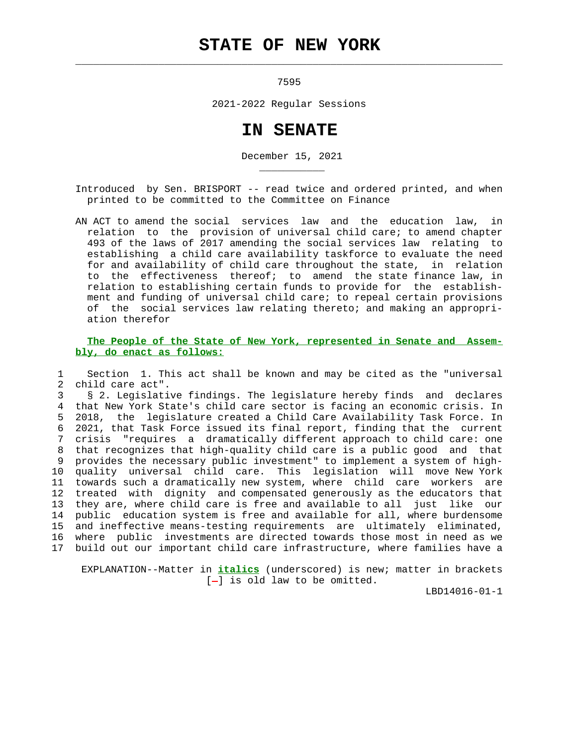# STATE OF NEW YORK

7595

2021-2022 Regular Sessions

# IN SENATE

December 15, 2021

Introduced by Sen. BRISPORT -- read twice and ordered printed, and when printed to be committed to the Committee on Finance

AN ACT to amend the social services law and the education law, in relation to the provision of universal child care; to amend chapter 493 of the laws of 2017 amending the social services law relating to establishing a child care availability taskforce to evaluate the need for and availability of child care throughout the state, in relation to the effectiveness thereof; to amend the state finance law, in relation to establishing certain funds to provide for the establishment and funding of universal child care; to repeal certain provisions of the social services law relating thereto; and making an appropriation therefor

**The People of the State of New York, represented in Senate and Assembly, do enact as follows:**

1 Section 1. This act shall be known and may be cited as the "universal
2 child care act".
3 § 2. Legislative findings. The legislature hereby finds and declares
4 that New York State's child care sector is facing an economic crisis. In
5 2018, the legislature created a Child Care Availability Task Force. In
6 2021, that Task Force issued its final report, finding that the current
7 crisis "requires a dramatically different approach to child care: one
8 that recognizes that high-quality child care is a public good and that
9 provides the necessary public investment" to implement a system of high-
10 quality universal child care. This legislation will move New York
11 towards such a dramatically new system, where child care workers are
12 treated with dignity and compensated generously as the educators that
13 they are, where child care is free and available to all just like our
14 public education system is free and available for all, where burdensome
15 and ineffective means-testing requirements are ultimately eliminated,
16 where public investments are directed towards those most in need as we
17 build out our important child care infrastructure, where families have a

EXPLANATION--Matter in ***italics*** (underscored) is new; matter in brackets [-] is old law to be omitted.

LBD14016-01-1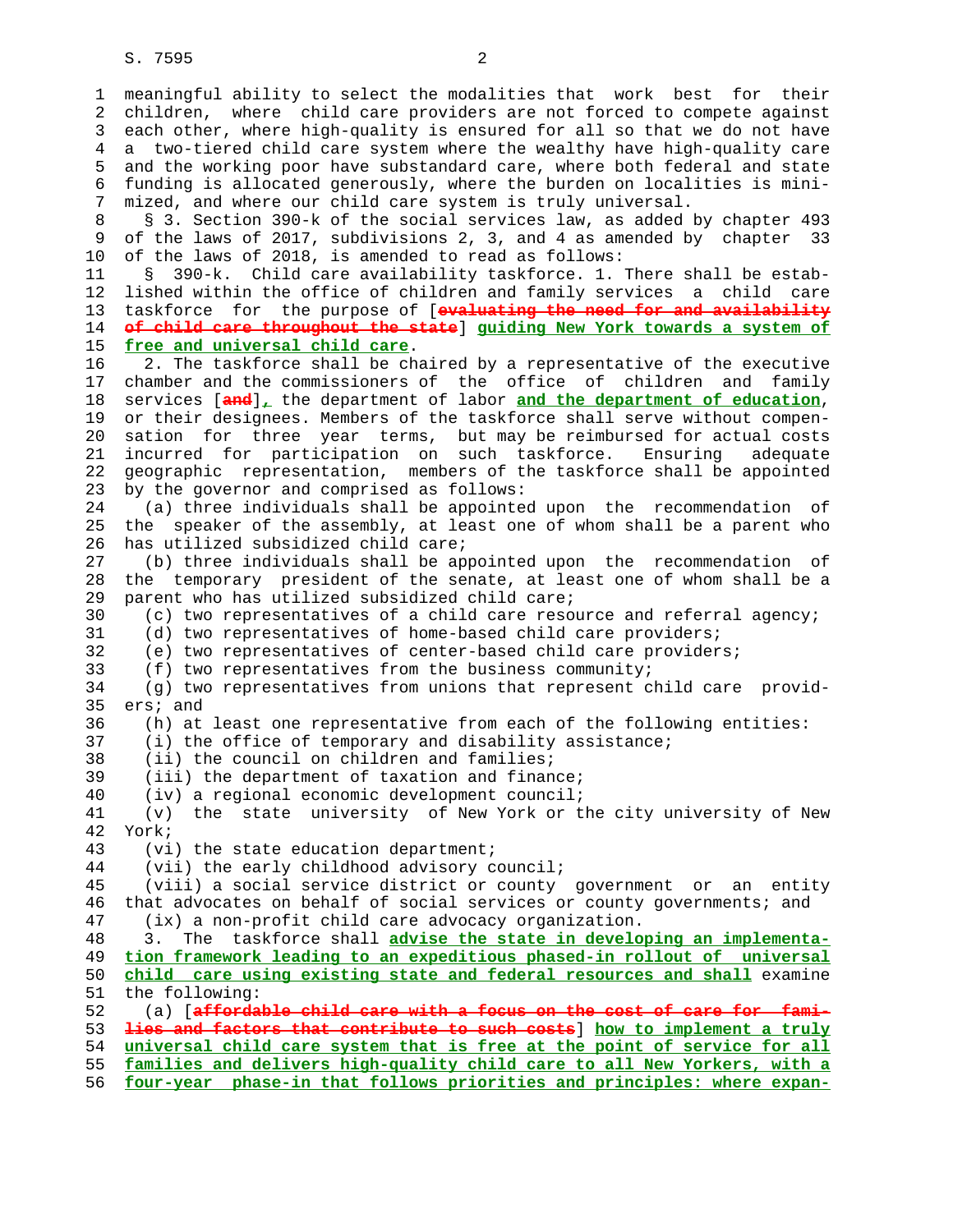meaningful ability to select the modalities that work best for their children, where child care providers are not forced to compete against each other, where high-quality is ensured for all so that we do not have a two-tiered child care system where the wealthy have high-quality care and the working poor have substandard care, where both federal and state funding is allocated generously, where the burden on localities is minimized, and where our child care system is truly universal.

§ 3. Section 390-k of the social services law, as added by chapter 493 of the laws of 2017, subdivisions 2, 3, and 4 as amended by chapter 33 of the laws of 2018, is amended to read as follows:

§ 390-k. Child care availability taskforce. 1. There shall be established within the office of children and family services a child care taskforce for the purpose of [~~evaluating the need for and availability of child care throughout the state~~] guiding New York towards a system of free and universal child care.

2. The taskforce shall be chaired by a representative of the executive chamber and the commissioners of the office of children and family services [~~and~~], the department of labor and the department of education, or their designees. Members of the taskforce shall serve without compensation for three year terms, but may be reimbursed for actual costs incurred for participation on such taskforce. Ensuring adequate geographic representation, members of the taskforce shall be appointed by the governor and comprised as follows:

(a) three individuals shall be appointed upon the recommendation of the speaker of the assembly, at least one of whom shall be a parent who has utilized subsidized child care;

(b) three individuals shall be appointed upon the recommendation of the temporary president of the senate, at least one of whom shall be a parent who has utilized subsidized child care;

(c) two representatives of a child care resource and referral agency;

(d) two representatives of home-based child care providers;

(e) two representatives of center-based child care providers;

(f) two representatives from the business community;

(g) two representatives from unions that represent child care providers; and

(h) at least one representative from each of the following entities:

(i) the office of temporary and disability assistance;

(ii) the council on children and families;

(iii) the department of taxation and finance;

(iv) a regional economic development council;

(v) the state university of New York or the city university of New York;

(vi) the state education department;

(vii) the early childhood advisory council;

(viii) a social service district or county government or an entity that advocates on behalf of social services or county governments; and

(ix) a non-profit child care advocacy organization.

3. The taskforce shall advise the state in developing an implementation framework leading to an expeditious phased-in rollout of universal child care using existing state and federal resources and shall examine the following:

(a) [~~affordable child care with a focus on the cost of care for families and factors that contribute to such costs~~] how to implement a truly universal child care system that is free at the point of service for all families and delivers high-quality child care to all New Yorkers, with a four-year phase-in that follows priorities and principles: where expan-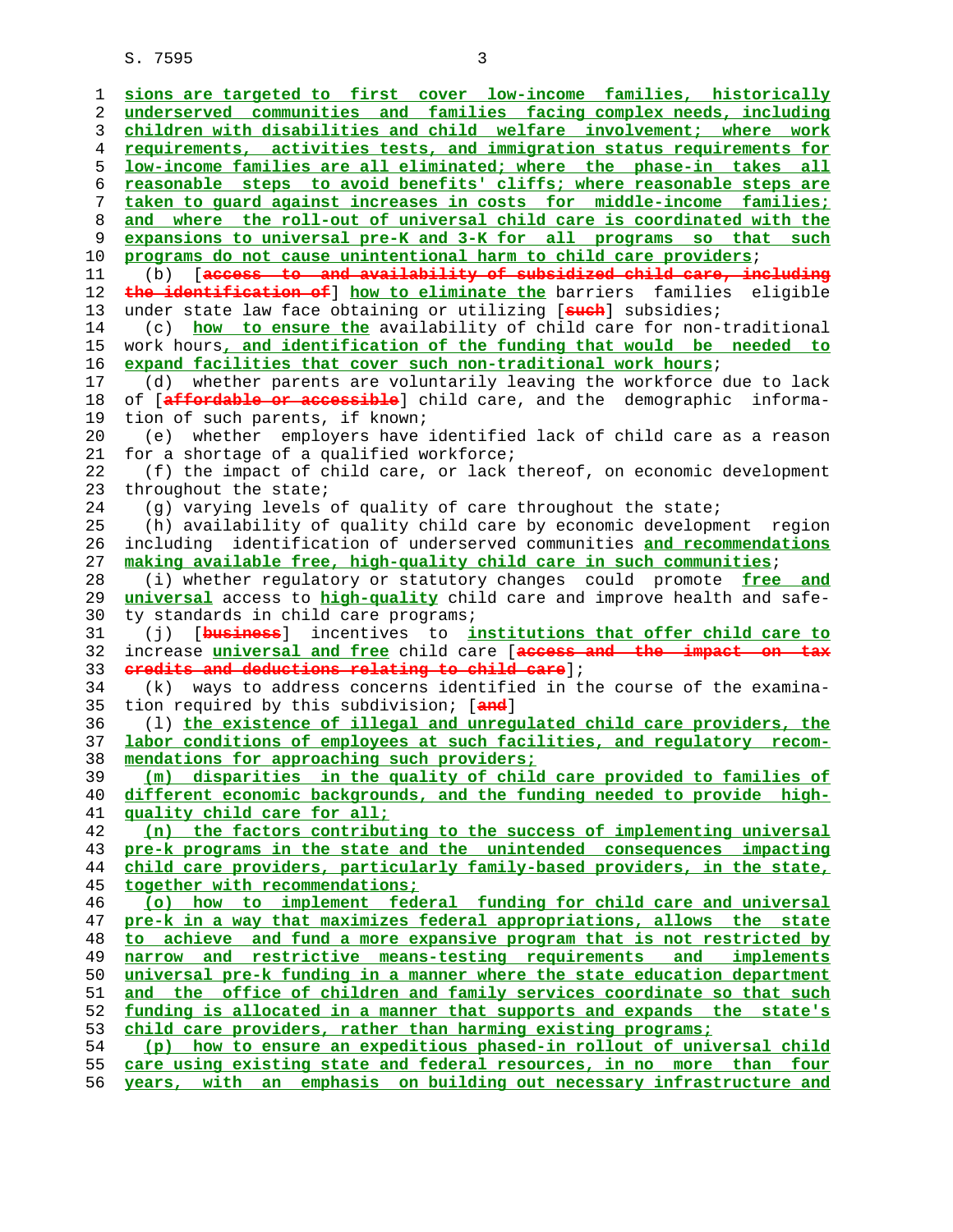sions are targeted to first cover low-income families, historically underserved communities and families facing complex needs, including children with disabilities and child welfare involvement; where work requirements, activities tests, and immigration status requirements for low-income families are all eliminated; where the phase-in takes all reasonable steps to avoid benefits' cliffs; where reasonable steps are taken to guard against increases in costs for middle-income families; and where the roll-out of universal child care is coordinated with the expansions to universal pre-K and 3-K for all programs so that such programs do not cause unintentional harm to child care providers;

(b) [access to and availability of subsidized child care, including the identification of] how to eliminate the barriers families eligible under state law face obtaining or utilizing [such] subsidies;

(c) how to ensure the availability of child care for non-traditional work hours, and identification of the funding that would be needed to expand facilities that cover such non-traditional work hours;

(d) whether parents are voluntarily leaving the workforce due to lack of [affordable or accessible] child care, and the demographic information of such parents, if known;

(e) whether employers have identified lack of child care as a reason for a shortage of a qualified workforce;

(f) the impact of child care, or lack thereof, on economic development throughout the state;

(g) varying levels of quality of care throughout the state;

(h) availability of quality child care by economic development region including identification of underserved communities and recommendations making available free, high-quality child care in such communities;

(i) whether regulatory or statutory changes could promote free and universal access to high-quality child care and improve health and safety standards in child care programs;

(j) [business] incentives to institutions that offer child care to increase universal and free child care [access and the impact on tax credits and deductions relating to child care];

(k) ways to address concerns identified in the course of the examination required by this subdivision; [and]

(l) the existence of illegal and unregulated child care providers, the labor conditions of employees at such facilities, and regulatory recommendations for approaching such providers;

(m) disparities in the quality of child care provided to families of different economic backgrounds, and the funding needed to provide high-quality child care for all;

(n) the factors contributing to the success of implementing universal pre-k programs in the state and the unintended consequences impacting child care providers, particularly family-based providers, in the state, together with recommendations;

(o) how to implement federal funding for child care and universal pre-k in a way that maximizes federal appropriations, allows the state to achieve and fund a more expansive program that is not restricted by narrow and restrictive means-testing requirements and implements universal pre-k funding in a manner where the state education department and the office of children and family services coordinate so that such funding is allocated in a manner that supports and expands the state's child care providers, rather than harming existing programs;

(p) how to ensure an expeditious phased-in rollout of universal child care using existing state and federal resources, in no more than four years, with an emphasis on building out necessary infrastructure and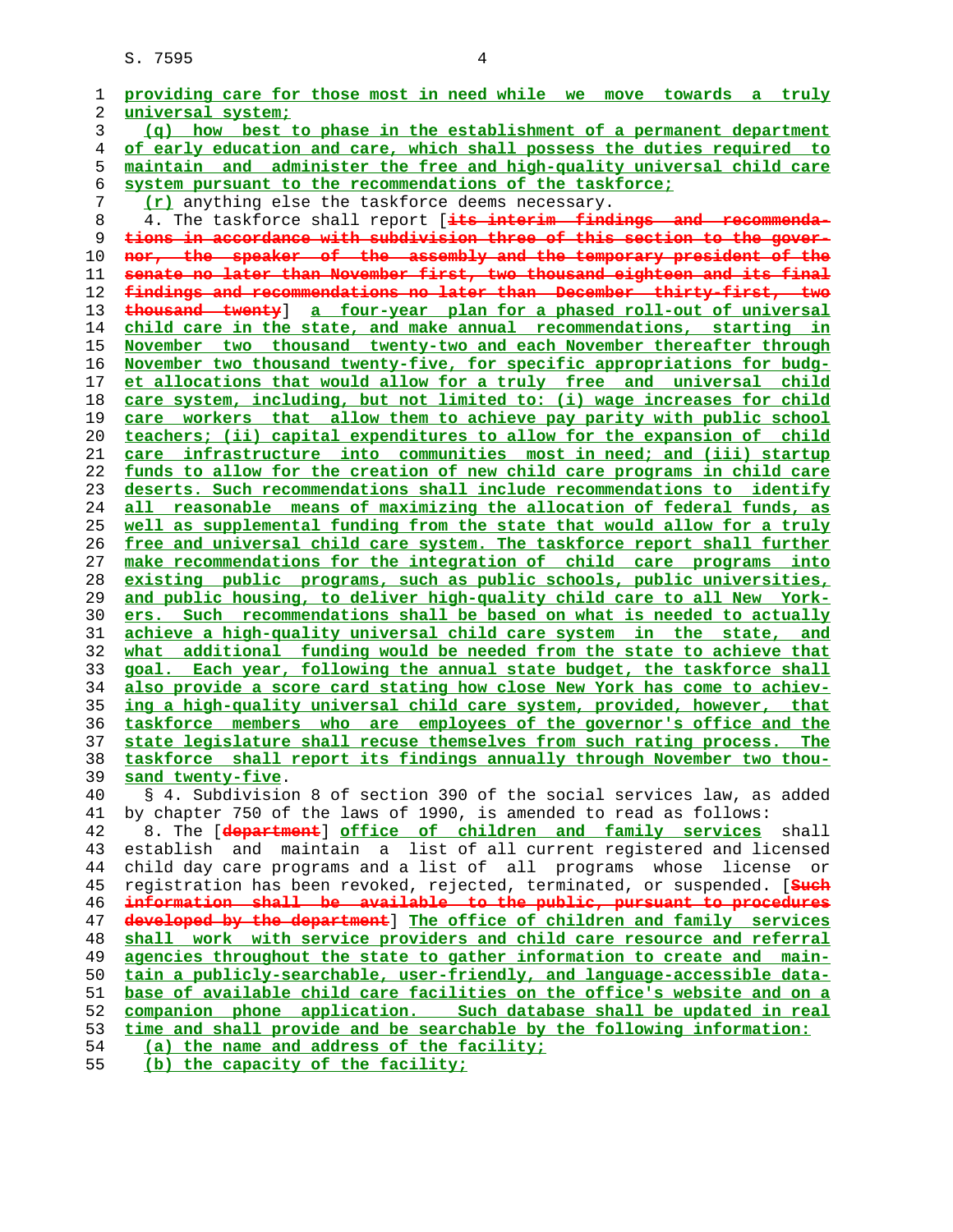providing care for those most in need while we move towards a truly universal system;

(q) how best to phase in the establishment of a permanent department of early education and care, which shall possess the duties required to maintain and administer the free and high-quality universal child care system pursuant to the recommendations of the taskforce;

(r) anything else the taskforce deems necessary.

4. The taskforce shall report [~~its interim findings and recommendations in accordance with subdivision three of this section to the governor, the speaker of the assembly and the temporary president of the senate no later than November first, two thousand eighteen and its final findings and recommendations no later than December thirty-first, two thousand twenty~~] a four-year plan for a phased roll-out of universal child care in the state, and make annual recommendations, starting in November two thousand twenty-two and each November thereafter through November two thousand twenty-five, for specific appropriations for budget allocations that would allow for a truly free and universal child care system, including, but not limited to: (i) wage increases for child care workers that allow them to achieve pay parity with public school teachers; (ii) capital expenditures to allow for the expansion of child care infrastructure into communities most in need; and (iii) startup funds to allow for the creation of new child care programs in child care deserts. Such recommendations shall include recommendations to identify all reasonable means of maximizing the allocation of federal funds, as well as supplemental funding from the state that would allow for a truly free and universal child care system. The taskforce report shall further make recommendations for the integration of child care programs into existing public programs, such as public schools, public universities, and public housing, to deliver high-quality child care to all New Yorkers. Such recommendations shall be based on what is needed to actually achieve a high-quality universal child care system in the state, and what additional funding would be needed from the state to achieve that goal. Each year, following the annual state budget, the taskforce shall also provide a score card stating how close New York has come to achieving a high-quality universal child care system, provided, however, that taskforce members who are employees of the governor's office and the state legislature shall recuse themselves from such rating process. The taskforce shall report its findings annually through November two thousand twenty-five.

§ 4. Subdivision 8 of section 390 of the social services law, as added by chapter 750 of the laws of 1990, is amended to read as follows:

8. The [~~department~~] office of children and family services shall establish and maintain a list of all current registered and licensed child day care programs and a list of all programs whose license or registration has been revoked, rejected, terminated, or suspended. [~~Such information shall be available to the public, pursuant to procedures developed by the department~~] The office of children and family services shall work with service providers and child care resource and referral agencies throughout the state to gather information to create and maintain a publicly-searchable, user-friendly, and language-accessible database of available child care facilities on the office's website and on a companion phone application. Such database shall be updated in real time and shall provide and be searchable by the following information:

(a) the name and address of the facility;

(b) the capacity of the facility;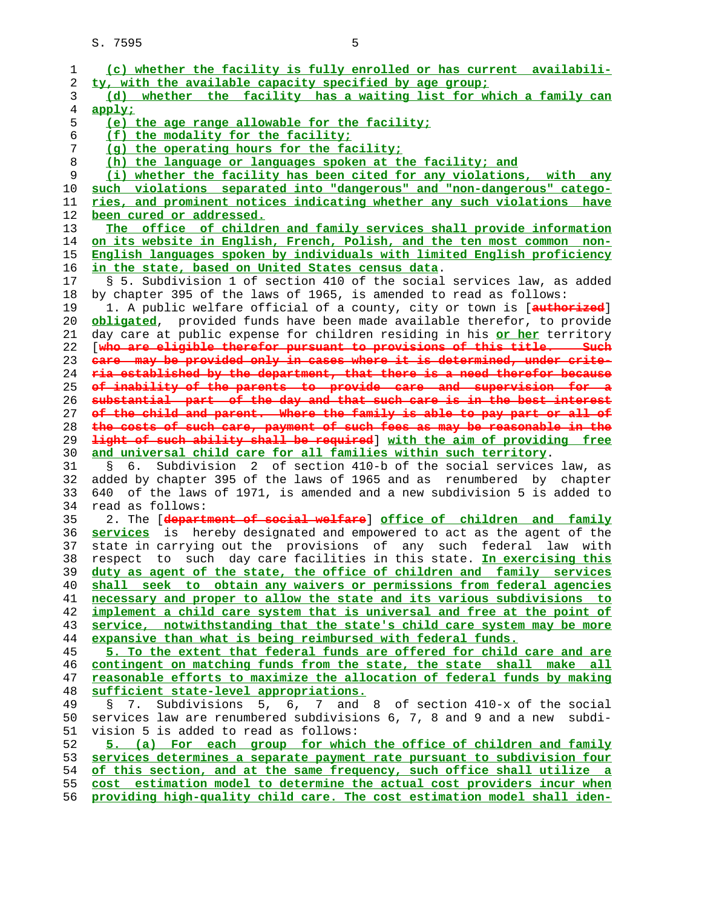(c) whether the facility is fully enrolled or has current availability, with the available capacity specified by age group;

(d) whether the facility has a waiting list for which a family can apply;

(e) the age range allowable for the facility;

(f) the modality for the facility;

(g) the operating hours for the facility;

(h) the language or languages spoken at the facility; and

(i) whether the facility has been cited for any violations, with any such violations separated into "dangerous" and "non-dangerous" categories, and prominent notices indicating whether any such violations have been cured or addressed.

The office of children and family services shall provide information on its website in English, French, Polish, and the ten most common non-English languages spoken by individuals with limited English proficiency in the state, based on United States census data.

§ 5. Subdivision 1 of section 410 of the social services law, as added by chapter 395 of the laws of 1965, is amended to read as follows:

1. A public welfare official of a county, city or town is [~~authorized~~] obligated, provided funds have been made available therefor, to provide day care at public expense for children residing in his or her territory [~~who are eligible therefor pursuant to provisions of this title. Such care may be provided only in cases where it is determined, under criteria established by the department, that there is a need therefor because of inability of the parents to provide care and supervision for a substantial part of the day and that such care is in the best interest of the child and parent. Where the family is able to pay part or all of the costs of such care, payment of such fees as may be reasonable in the light of such ability shall be required~~] with the aim of providing free and universal child care for all families within such territory.

§ 6. Subdivision 2 of section 410-b of the social services law, as added by chapter 395 of the laws of 1965 and as renumbered by chapter 640 of the laws of 1971, is amended and a new subdivision 5 is added to read as follows:

2. The [~~department of social welfare~~] office of children and family services is hereby designated and empowered to act as the agent of the state in carrying out the provisions of any such federal law with respect to such day care facilities in this state. In exercising this duty as agent of the state, the office of children and family services shall seek to obtain any waivers or permissions from federal agencies necessary and proper to allow the state and its various subdivisions to implement a child care system that is universal and free at the point of service, notwithstanding that the state's child care system may be more expansive than what is being reimbursed with federal funds.

5. To the extent that federal funds are offered for child care and are contingent on matching funds from the state, the state shall make all reasonable efforts to maximize the allocation of federal funds by making sufficient state-level appropriations.

§ 7. Subdivisions 5, 6, 7 and 8 of section 410-x of the social services law are renumbered subdivisions 6, 7, 8 and 9 and a new subdivision 5 is added to read as follows:

5. (a) For each group for which the office of children and family services determines a separate payment rate pursuant to subdivision four of this section, and at the same frequency, such office shall utilize a cost estimation model to determine the actual cost providers incur when providing high-quality child care. The cost estimation model shall iden-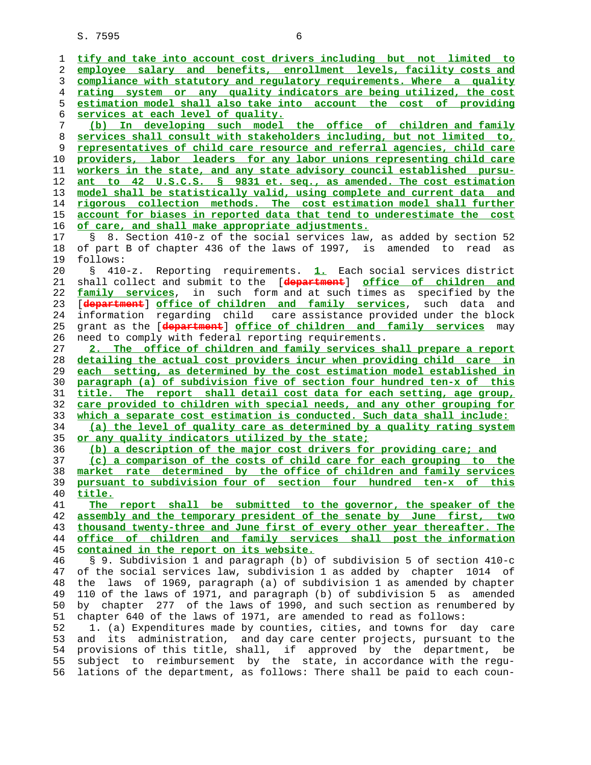tify and take into account cost drivers including but not limited to employee salary and benefits, enrollment levels, facility costs and compliance with statutory and regulatory requirements. Where a quality rating system or any quality indicators are being utilized, the cost estimation model shall also take into account the cost of providing services at each level of quality.

(b) In developing such model the office of children and family services shall consult with stakeholders including, but not limited to, representatives of child care resource and referral agencies, child care providers, labor leaders for any labor unions representing child care workers in the state, and any state advisory council established pursuant to 42 U.S.C.S. § 9831 et. seq., as amended. The cost estimation model shall be statistically valid, using complete and current data and rigorous collection methods. The cost estimation model shall further account for biases in reported data that tend to underestimate the cost of care, and shall make appropriate adjustments.

§ 8. Section 410-z of the social services law, as added by section 52 of part B of chapter 436 of the laws of 1997, is amended to read as follows:

§ 410-z. Reporting requirements. 1. Each social services district shall collect and submit to the [department] office of children and family services, in such form and at such times as specified by the [department] office of children and family services, such data and information regarding child care assistance provided under the block grant as the [department] office of children and family services may need to comply with federal reporting requirements.

2. The office of children and family services shall prepare a report detailing the actual cost providers incur when providing child care in each setting, as determined by the cost estimation model established in paragraph (a) of subdivision five of section four hundred ten-x of this title. The report shall detail cost data for each setting, age group, care provided to children with special needs, and any other grouping for which a separate cost estimation is conducted. Such data shall include:

(a) the level of quality care as determined by a quality rating system or any quality indicators utilized by the state;

(b) a description of the major cost drivers for providing care; and

(c) a comparison of the costs of child care for each grouping to the market rate determined by the office of children and family services pursuant to subdivision four of section four hundred ten-x of this title.

The report shall be submitted to the governor, the speaker of the assembly and the temporary president of the senate by June first, two thousand twenty-three and June first of every other year thereafter. The office of children and family services shall post the information contained in the report on its website.

§ 9. Subdivision 1 and paragraph (b) of subdivision 5 of section 410-c of the social services law, subdivision 1 as added by chapter 1014 of the laws of 1969, paragraph (a) of subdivision 1 as amended by chapter 110 of the laws of 1971, and paragraph (b) of subdivision 5 as amended by chapter 277 of the laws of 1990, and such section as renumbered by chapter 640 of the laws of 1971, are amended to read as follows:

1. (a) Expenditures made by counties, cities, and towns for day care and its administration, and day care center projects, pursuant to the provisions of this title, shall, if approved by the department, be subject to reimbursement by the state, in accordance with the regulations of the department, as follows: There shall be paid to each coun-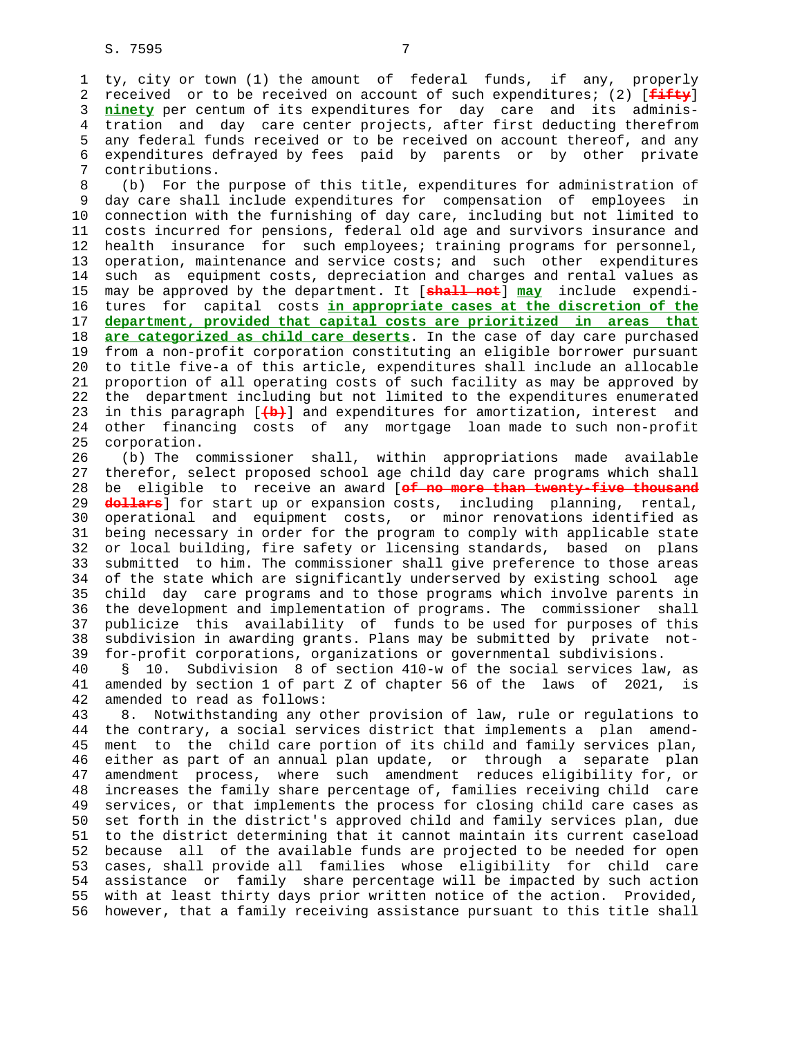ty, city or town (1) the amount of federal funds, if any, properly received or to be received on account of such expenditures; (2) [~~fifty~~] **ninety** per centum of its expenditures for day care and its administration and day care center projects, after first deducting therefrom any federal funds received or to be received on account thereof, and any expenditures defrayed by fees paid by parents or by other private contributions.

(b) For the purpose of this title, expenditures for administration of day care shall include expenditures for compensation of employees in connection with the furnishing of day care, including but not limited to costs incurred for pensions, federal old age and survivors insurance and health insurance for such employees; training programs for personnel, operation, maintenance and service costs; and such other expenditures such as equipment costs, depreciation and charges and rental values as may be approved by the department. It [~~shall not~~] **may** include expenditures for capital costs **in appropriate cases at the discretion of the department, provided that capital costs are prioritized in areas that are categorized as child care deserts**. In the case of day care purchased from a non-profit corporation constituting an eligible borrower pursuant to title five-a of this article, expenditures shall include an allocable proportion of all operating costs of such facility as may be approved by the department including but not limited to the expenditures enumerated in this paragraph [~~(b)~~] and expenditures for amortization, interest and other financing costs of any mortgage loan made to such non-profit corporation.

(b) The commissioner shall, within appropriations made available therefor, select proposed school age child day care programs which shall be eligible to receive an award [~~of no more than twenty-five thousand dollars~~] for start up or expansion costs, including planning, rental, operational and equipment costs, or minor renovations identified as being necessary in order for the program to comply with applicable state or local building, fire safety or licensing standards, based on plans submitted to him. The commissioner shall give preference to those areas of the state which are significantly underserved by existing school age child day care programs and to those programs which involve parents in the development and implementation of programs. The commissioner shall publicize this availability of funds to be used for purposes of this subdivision in awarding grants. Plans may be submitted by private not-for-profit corporations, organizations or governmental subdivisions.

§ 10. Subdivision 8 of section 410-w of the social services law, as amended by section 1 of part Z of chapter 56 of the laws of 2021, is amended to read as follows:

8. Notwithstanding any other provision of law, rule or regulations to the contrary, a social services district that implements a plan amendment to the child care portion of its child and family services plan, either as part of an annual plan update, or through a separate plan amendment process, where such amendment reduces eligibility for, or increases the family share percentage of, families receiving child care services, or that implements the process for closing child care cases as set forth in the district's approved child and family services plan, due to the district determining that it cannot maintain its current caseload because all of the available funds are projected to be needed for open cases, shall provide all families whose eligibility for child care assistance or family share percentage will be impacted by such action with at least thirty days prior written notice of the action. Provided, however, that a family receiving assistance pursuant to this title shall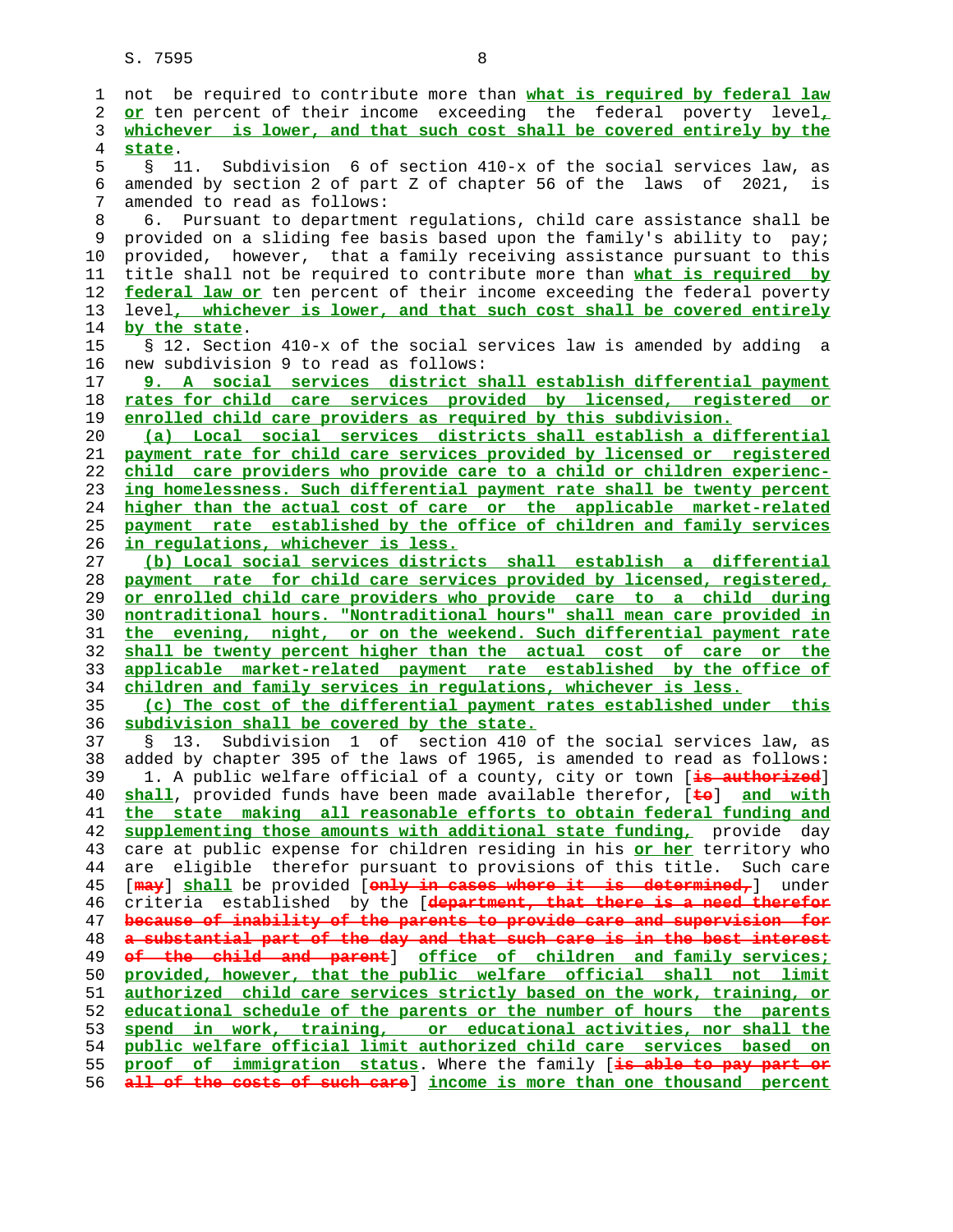not be required to contribute more than **what is required by federal law or** ten percent of their income exceeding the federal poverty level**, whichever is lower, and that such cost shall be covered entirely by the state**.

§ 11. Subdivision 6 of section 410-x of the social services law, as amended by section 2 of part Z of chapter 56 of the laws of 2021, is amended to read as follows:

6. Pursuant to department regulations, child care assistance shall be provided on a sliding fee basis based upon the family's ability to pay; provided, however, that a family receiving assistance pursuant to this title shall not be required to contribute more than **what is required by federal law or** ten percent of their income exceeding the federal poverty level**, whichever is lower, and that such cost shall be covered entirely by the state**.

§ 12. Section 410-x of the social services law is amended by adding a new subdivision 9 to read as follows:

**9. A social services district shall establish differential payment rates for child care services provided by licensed, registered or enrolled child care providers as required by this subdivision.**

**(a) Local social services districts shall establish a differential payment rate for child care services provided by licensed or registered child care providers who provide care to a child or children experiencing homelessness. Such differential payment rate shall be twenty percent higher than the actual cost of care or the applicable market-related payment rate established by the office of children and family services in regulations, whichever is less.**

**(b) Local social services districts shall establish a differential payment rate for child care services provided by licensed, registered, or enrolled child care providers who provide care to a child during nontraditional hours. "Nontraditional hours" shall mean care provided in the evening, night, or on the weekend. Such differential payment rate shall be twenty percent higher than the actual cost of care or the applicable market-related payment rate established by the office of children and family services in regulations, whichever is less.**

**(c) The cost of the differential payment rates established under this subdivision shall be covered by the state.**

§ 13. Subdivision 1 of section 410 of the social services law, as added by chapter 395 of the laws of 1965, is amended to read as follows:

1. A public welfare official of a county, city or town [~~is authorized~~] **shall**, provided funds have been made available therefor, [~~to~~] **and with the state making all reasonable efforts to obtain federal funding and supplementing those amounts with additional state funding,** provide day care at public expense for children residing in his **or her** territory who are eligible therefor pursuant to provisions of this title. Such care [~~may~~] **shall** be provided [~~only in cases where it is determined,~~] under criteria established by the [~~department, that there is a need therefor because of inability of the parents to provide care and supervision for a substantial part of the day and that such care is in the best interest of the child and parent~~] **office of children and family services; provided, however, that the public welfare official shall not limit authorized child care services strictly based on the work, training, or educational schedule of the parents or the number of hours the parents spend in work, training, or educational activities, nor shall the public welfare official limit authorized child care services based on proof of immigration status**. Where the family [~~is able to pay part or all of the costs of such care~~] **income is more than one thousand percent**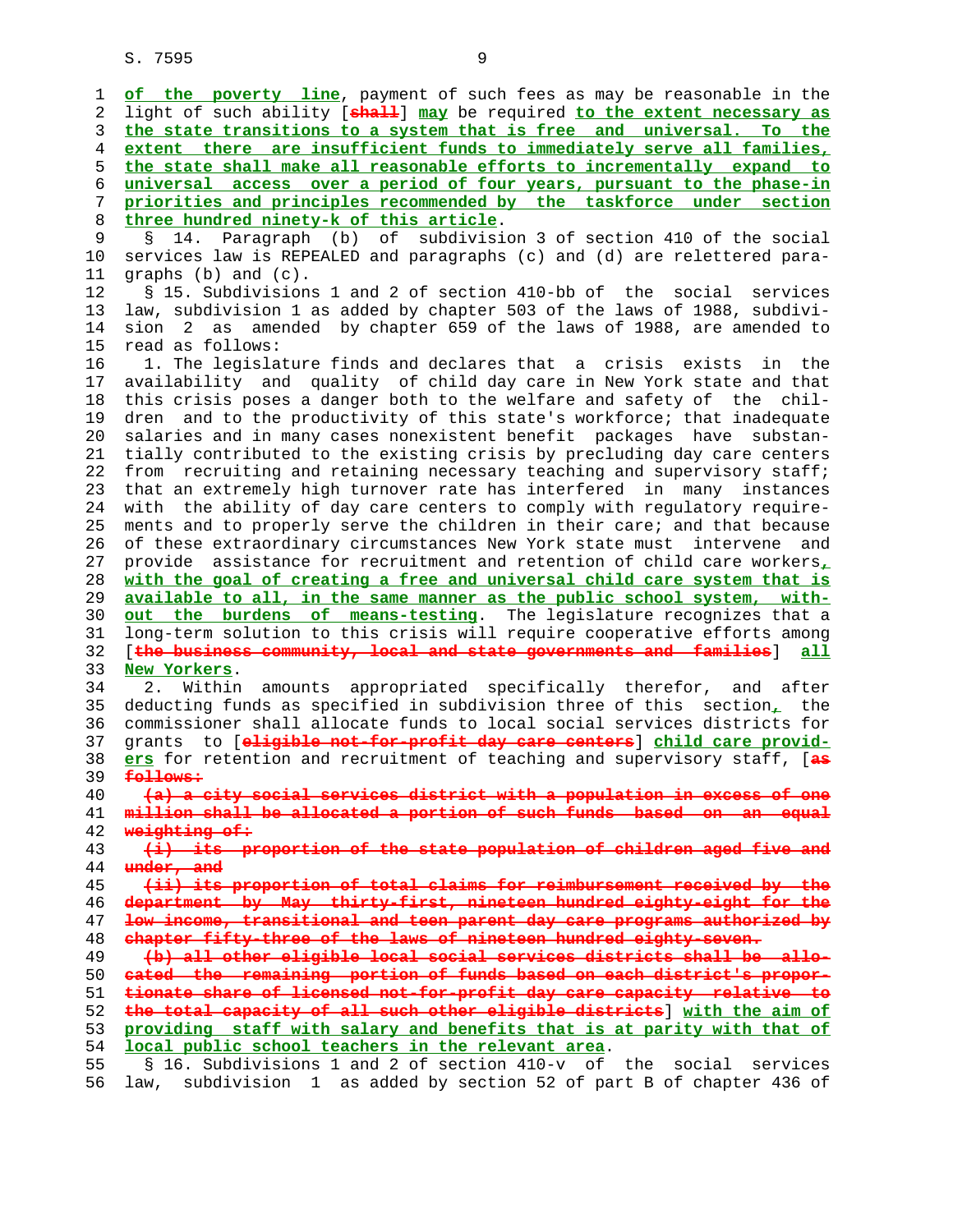of the poverty line, payment of such fees as may be reasonable in the light of such ability [shall] may be required to the extent necessary as the state transitions to a system that is free and universal. To the extent there are insufficient funds to immediately serve all families, the state shall make all reasonable efforts to incrementally expand to universal access over a period of four years, pursuant to the phase-in priorities and principles recommended by the taskforce under section three hundred ninety-k of this article.

§ 14. Paragraph (b) of subdivision 3 of section 410 of the social services law is REPEALED and paragraphs (c) and (d) are relettered paragraphs (b) and (c).

§ 15. Subdivisions 1 and 2 of section 410-bb of the social services law, subdivision 1 as added by chapter 503 of the laws of 1988, subdivision 2 as amended by chapter 659 of the laws of 1988, are amended to read as follows:

1. The legislature finds and declares that a crisis exists in the availability and quality of child day care in New York state and that this crisis poses a danger both to the welfare and safety of the children and to the productivity of this state's workforce; that inadequate salaries and in many cases nonexistent benefit packages have substantially contributed to the existing crisis by precluding day care centers from recruiting and retaining necessary teaching and supervisory staff; that an extremely high turnover rate has interfered in many instances with the ability of day care centers to comply with regulatory requirements and to properly serve the children in their care; and that because of these extraordinary circumstances New York state must intervene and provide assistance for recruitment and retention of child care workers, with the goal of creating a free and universal child care system that is available to all, in the same manner as the public school system, without the burdens of means-testing. The legislature recognizes that a long-term solution to this crisis will require cooperative efforts among [the business community, local and state governments and families] all New Yorkers.

2. Within amounts appropriated specifically therefor, and after deducting funds as specified in subdivision three of this section, the commissioner shall allocate funds to local social services districts for grants to [eligible not-for-profit day care centers] child care providers for retention and recruitment of teaching and supervisory staff, [as follows:

(a) a city social services district with a population in excess of one million shall be allocated a portion of such funds based on an equal weighting of:

(i) its proportion of the state population of children aged five and under, and

(ii) its proportion of total claims for reimbursement received by the department by May thirty-first, nineteen hundred eighty-eight for the low income, transitional and teen parent day care programs authorized by chapter fifty-three of the laws of nineteen hundred eighty-seven.

(b) all other eligible local social services districts shall be allocated the remaining portion of funds based on each district's proportionate share of licensed not-for-profit day care capacity relative to the total capacity of all such other eligible districts] with the aim of providing staff with salary and benefits that is at parity with that of local public school teachers in the relevant area.

§ 16. Subdivisions 1 and 2 of section 410-v of the social services law, subdivision 1 as added by section 52 of part B of chapter 436 of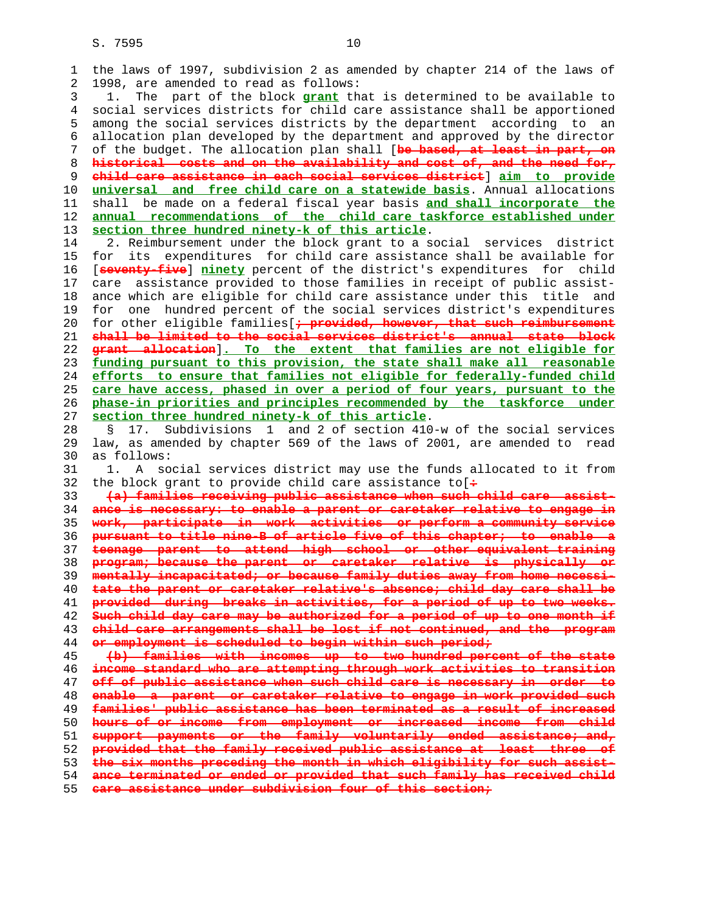the laws of 1997, subdivision 2 as amended by chapter 214 of the laws of 1998, are amended to read as follows:

1. The part of the block **grant** that is determined to be available to social services districts for child care assistance shall be apportioned among the social services districts by the department according to an allocation plan developed by the department and approved by the director of the budget. The allocation plan shall [~~be based, at least in part, on historical costs and on the availability and cost of, and the need for, child care assistance in each social services district~~] **aim to provide universal and free child care on a statewide basis**. Annual allocations shall be made on a federal fiscal year basis **and shall incorporate the annual recommendations of the child care taskforce established under section three hundred ninety-k of this article**.

2. Reimbursement under the block grant to a social services district for its expenditures for child care assistance shall be available for [~~seventy-five~~] **ninety** percent of the district's expenditures for child care assistance provided to those families in receipt of public assistance which are eligible for child care assistance under this title and for one hundred percent of the social services district's expenditures for other eligible families[~~; provided, however, that such reimbursement shall be limited to the social services district's annual state block grant allocation~~]**. To the extent that families are not eligible for funding pursuant to this provision, the state shall make all reasonable efforts to ensure that families not eligible for federally-funded child care have access, phased in over a period of four years, pursuant to the phase-in priorities and principles recommended by the taskforce under section three hundred ninety-k of this article**.

§ 17. Subdivisions 1 and 2 of section 410-w of the social services law, as amended by chapter 569 of the laws of 2001, are amended to read as follows:

1. A social services district may use the funds allocated to it from the block grant to provide child care assistance to[~~:~~

~~(a) families receiving public assistance when such child care assistance is necessary: to enable a parent or caretaker relative to engage in work, participate in work activities or perform a community service pursuant to title nine-B of article five of this chapter; to enable a teenage parent to attend high school or other equivalent training program; because the parent or caretaker relative is physically or mentally incapacitated; or because family duties away from home necessitate the parent or caretaker relative's absence; child day care shall be provided during breaks in activities, for a period of up to two weeks. Such child day care may be authorized for a period of up to one month if child care arrangements shall be lost if not continued, and the program or employment is scheduled to begin within such period;~~

~~(b) families with incomes up to two hundred percent of the state income standard who are attempting through work activities to transition off of public assistance when such child care is necessary in order to enable a parent or caretaker relative to engage in work provided such families' public assistance has been terminated as a result of increased hours of or income from employment or increased income from child support payments or the family voluntarily ended assistance; and, provided that the family received public assistance at least three of the six months preceding the month in which eligibility for such assistance terminated or ended or provided that such family has received child care assistance under subdivision four of this section;~~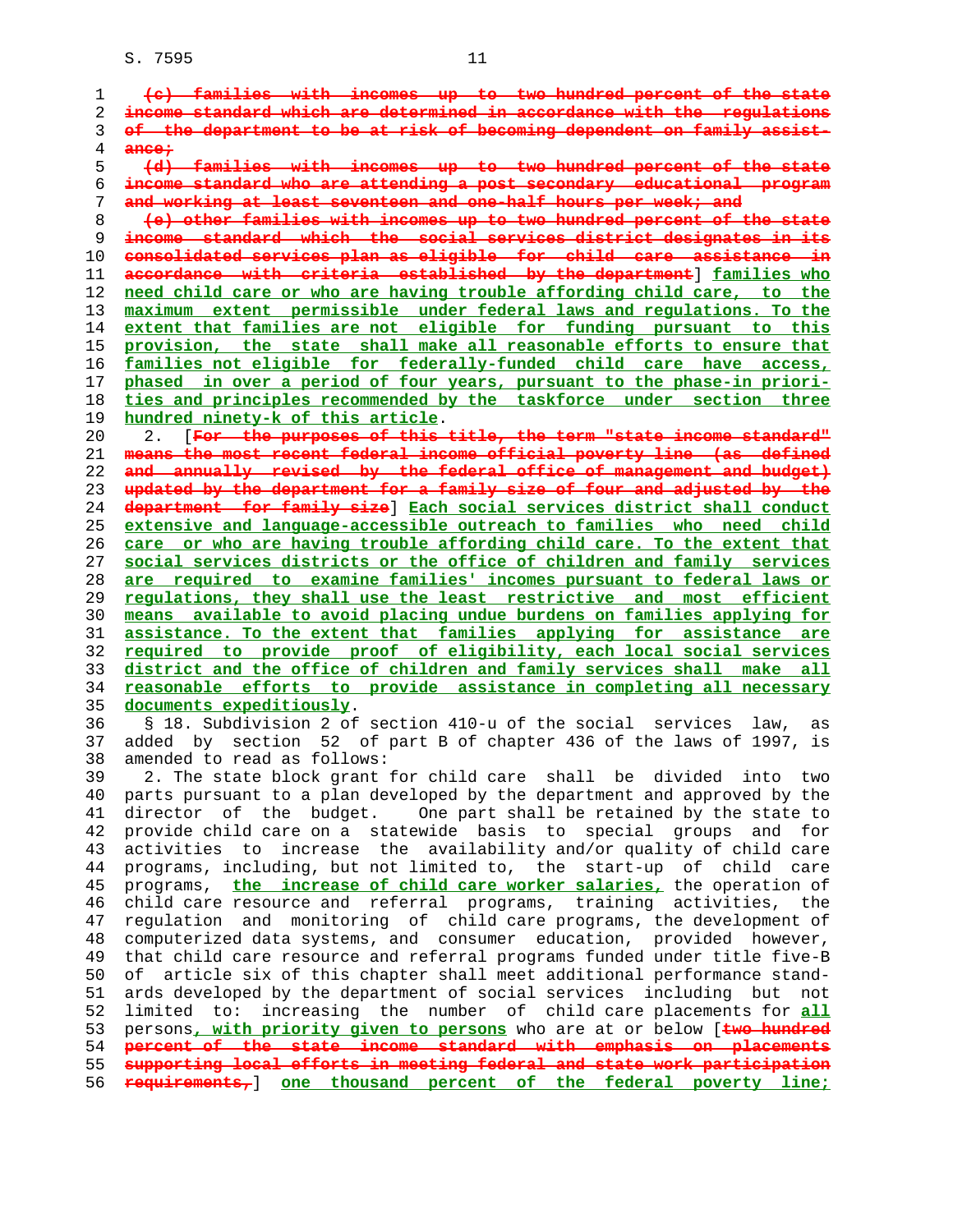(c) families with incomes up to two hundred percent of the state income standard which are determined in accordance with the regulations of the department to be at risk of becoming dependent on family assistance;

(d) families with incomes up to two hundred percent of the state income standard who are attending a post secondary educational program and working at least seventeen and one-half hours per week; and

(e) other families with incomes up to two hundred percent of the state income standard which the social services district designates in its consolidated services plan as eligible for child care assistance in accordance with criteria established by the department] families who need child care or who are having trouble affording child care, to the maximum extent permissible under federal laws and regulations. To the extent that families are not eligible for funding pursuant to this provision, the state shall make all reasonable efforts to ensure that families not eligible for federally-funded child care have access, phased in over a period of four years, pursuant to the phase-in priorities and principles recommended by the taskforce under section three hundred ninety-k of this article.

2. [For the purposes of this title, the term "state income standard" means the most recent federal income official poverty line (as defined and annually revised by the federal office of management and budget) updated by the department for a family size of four and adjusted by the department for family size] Each social services district shall conduct extensive and language-accessible outreach to families who need child care or who are having trouble affording child care. To the extent that social services districts or the office of children and family services are required to examine families' incomes pursuant to federal laws or regulations, they shall use the least restrictive and most efficient means available to avoid placing undue burdens on families applying for assistance. To the extent that families applying for assistance are required to provide proof of eligibility, each local social services district and the office of children and family services shall make all reasonable efforts to provide assistance in completing all necessary documents expeditiously.

§ 18. Subdivision 2 of section 410-u of the social services law, as added by section 52 of part B of chapter 436 of the laws of 1997, is amended to read as follows:

2. The state block grant for child care shall be divided into two parts pursuant to a plan developed by the department and approved by the director of the budget. One part shall be retained by the state to provide child care on a statewide basis to special groups and for activities to increase the availability and/or quality of child care programs, including, but not limited to, the start-up of child care programs, the increase of child care worker salaries, the operation of child care resource and referral programs, training activities, the regulation and monitoring of child care programs, the development of computerized data systems, and consumer education, provided however, that child care resource and referral programs funded under title five-B of article six of this chapter shall meet additional performance standards developed by the department of social services including but not limited to: increasing the number of child care placements for all persons, with priority given to persons who are at or below [two hundred percent of the state income standard with emphasis on placements supporting local efforts in meeting federal and state work participation requirements,] one thousand percent of the federal poverty line;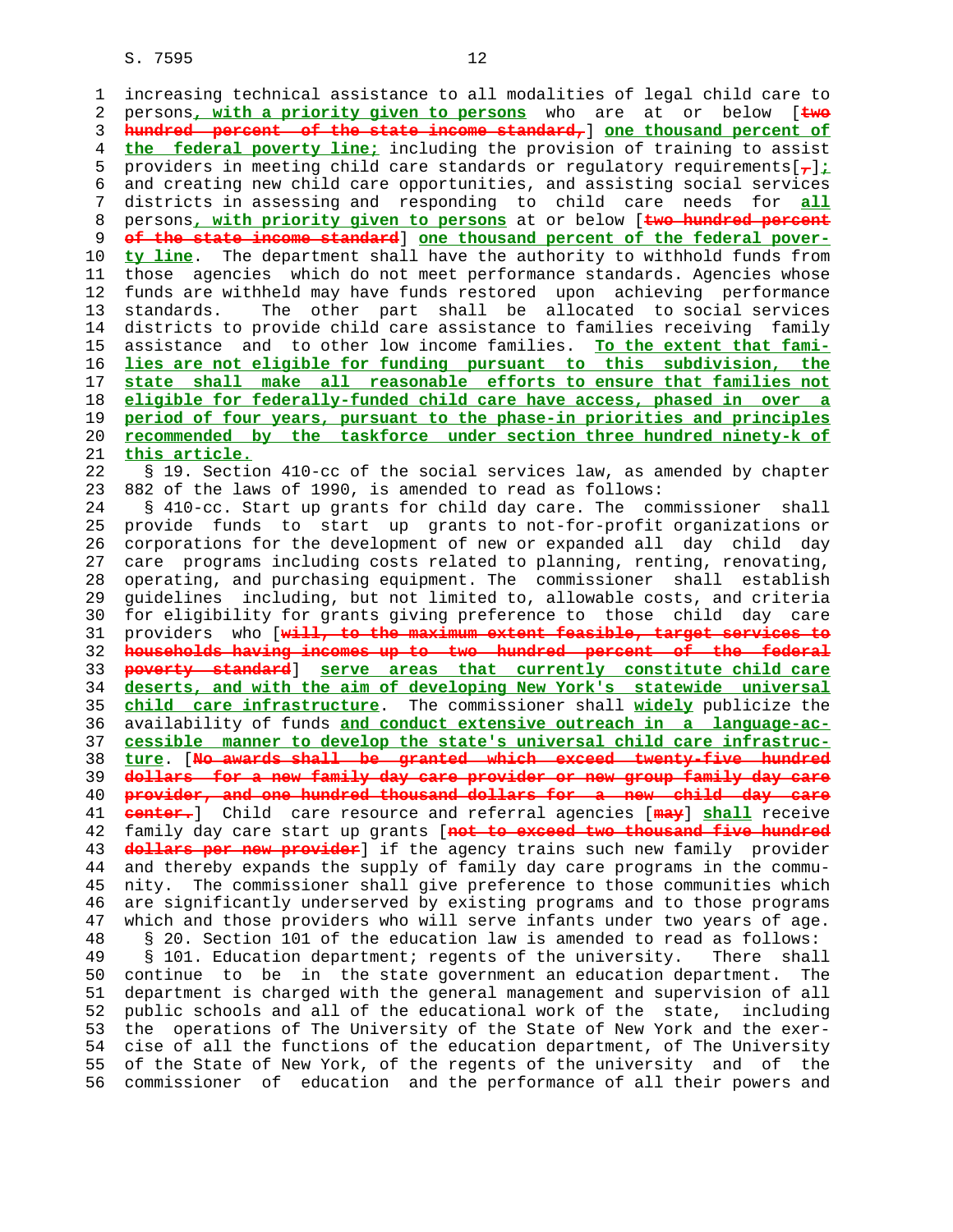increasing technical assistance to all modalities of legal child care to persons, with a priority given to persons who are at or below [two hundred percent of the state income standard,] one thousand percent of the federal poverty line; including the provision of training to assist providers in meeting child care standards or regulatory requirements[,]; and creating new child care opportunities, and assisting social services districts in assessing and responding to child care needs for all persons, with priority given to persons at or below [two hundred percent of the state income standard] one thousand percent of the federal poverty line. The department shall have the authority to withhold funds from those agencies which do not meet performance standards. Agencies whose funds are withheld may have funds restored upon achieving performance standards. The other part shall be allocated to social services districts to provide child care assistance to families receiving family assistance and to other low income families. To the extent that families are not eligible for funding pursuant to this subdivision, the state shall make all reasonable efforts to ensure that families not eligible for federally-funded child care have access, phased in over a period of four years, pursuant to the phase-in priorities and principles recommended by the taskforce under section three hundred ninety-k of this article.

§ 19. Section 410-cc of the social services law, as amended by chapter 882 of the laws of 1990, is amended to read as follows:

§ 410-cc. Start up grants for child day care. The commissioner shall provide funds to start up grants to not-for-profit organizations or corporations for the development of new or expanded all day child day care programs including costs related to planning, renting, renovating, operating, and purchasing equipment. The commissioner shall establish guidelines including, but not limited to, allowable costs, and criteria for eligibility for grants giving preference to those child day care providers who [will, to the maximum extent feasible, target services to households having incomes up to two hundred percent of the federal poverty standard] serve areas that currently constitute child care deserts, and with the aim of developing New York's statewide universal child care infrastructure. The commissioner shall widely publicize the availability of funds and conduct extensive outreach in a language-accessible manner to develop the state's universal child care infrastructure. [No awards shall be granted which exceed twenty-five hundred dollars for a new family day care provider or new group family day care provider, and one hundred thousand dollars for a new child day care center.] Child care resource and referral agencies [may] shall receive family day care start up grants [not to exceed two thousand five hundred dollars per new provider] if the agency trains such new family provider and thereby expands the supply of family day care programs in the community. The commissioner shall give preference to those communities which are significantly underserved by existing programs and to those programs which and those providers who will serve infants under two years of age.

§ 20. Section 101 of the education law is amended to read as follows:

§ 101. Education department; regents of the university. There shall continue to be in the state government an education department. The department is charged with the general management and supervision of all public schools and all of the educational work of the state, including the operations of The University of the State of New York and the exercise of all the functions of the education department, of The University of the State of New York, of the regents of the university and of the commissioner of education and the performance of all their powers and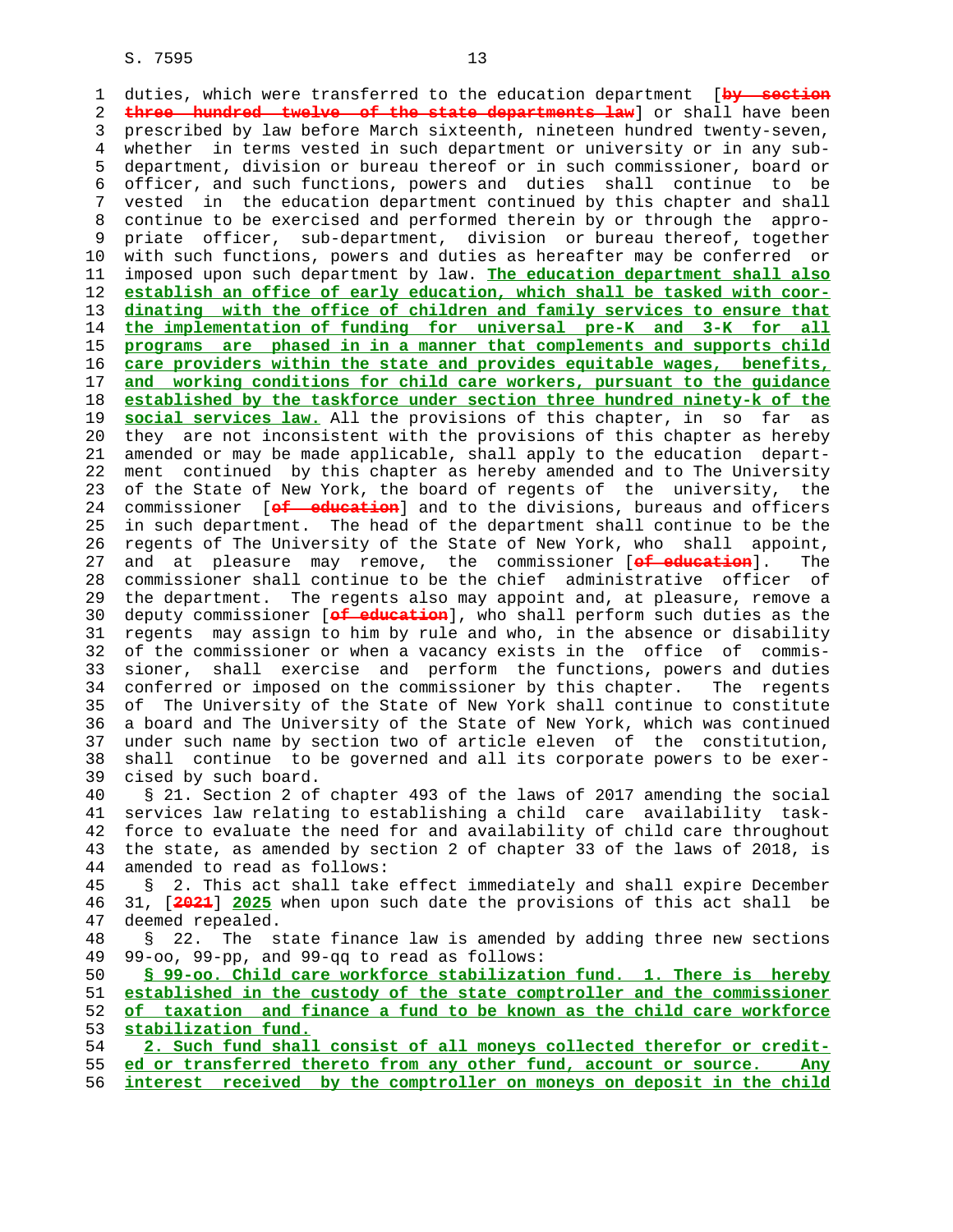duties, which were transferred to the education department [~~by section three hundred twelve of the state departments law~~] or shall have been prescribed by law before March sixteenth, nineteen hundred twenty-seven, whether in terms vested in such department or university or in any sub-department, division or bureau thereof or in such commissioner, board or officer, and such functions, powers and duties shall continue to be vested in the education department continued by this chapter and shall continue to be exercised and performed therein by or through the appropriate officer, sub-department, division or bureau thereof, together with such functions, powers and duties as hereafter may be conferred or imposed upon such department by law. **The education department shall also establish an office of early education, which shall be tasked with coordinating with the office of children and family services to ensure that the implementation of funding for universal pre-K and 3-K for all programs are phased in in a manner that complements and supports child care providers within the state and provides equitable wages, benefits, and working conditions for child care workers, pursuant to the guidance established by the taskforce under section three hundred ninety-k of the social services law.** All the provisions of this chapter, in so far as they are not inconsistent with the provisions of this chapter as hereby amended or may be made applicable, shall apply to the education department continued by this chapter as hereby amended and to The University of the State of New York, the board of regents of the university, the commissioner [~~of education~~] and to the divisions, bureaus and officers in such department. The head of the department shall continue to be the regents of The University of the State of New York, who shall appoint, and at pleasure may remove, the commissioner [~~of education~~]. The commissioner shall continue to be the chief administrative officer of the department. The regents also may appoint and, at pleasure, remove a deputy commissioner [~~of education~~], who shall perform such duties as the regents may assign to him by rule and who, in the absence or disability of the commissioner or when a vacancy exists in the office of commissioner, shall exercise and perform the functions, powers and duties conferred or imposed on the commissioner by this chapter. The regents of The University of the State of New York shall continue to constitute a board and The University of the State of New York, which was continued under such name by section two of article eleven of the constitution, shall continue to be governed and all its corporate powers to be exercised by such board.

§ 21. Section 2 of chapter 493 of the laws of 2017 amending the social services law relating to establishing a child care availability taskforce to evaluate the need for and availability of child care throughout the state, as amended by section 2 of chapter 33 of the laws of 2018, is amended to read as follows:

§ 2. This act shall take effect immediately and shall expire December 31, [~~2021~~] **2025** when upon such date the provisions of this act shall be deemed repealed.

§ 22. The state finance law is amended by adding three new sections 99-oo, 99-pp, and 99-qq to read as follows:

**§ 99-oo. Child care workforce stabilization fund. 1. There is hereby established in the custody of the state comptroller and the commissioner of taxation and finance a fund to be known as the child care workforce stabilization fund.**

**2. Such fund shall consist of all moneys collected therefor or credited or transferred thereto from any other fund, account or source. Any interest received by the comptroller on moneys on deposit in the child**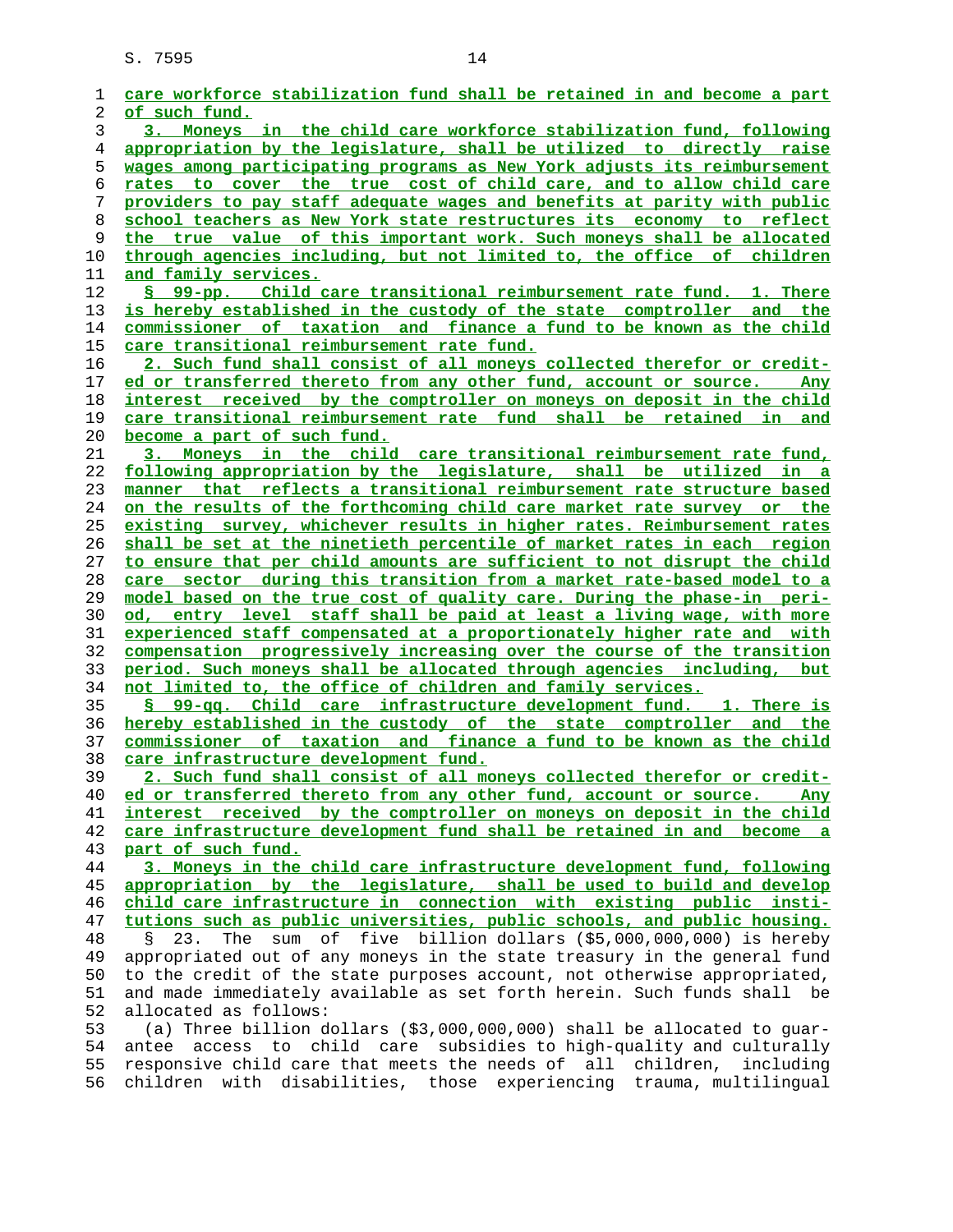care workforce stabilization fund shall be retained in and become a part of such fund.

3. Moneys in the child care workforce stabilization fund, following appropriation by the legislature, shall be utilized to directly raise wages among participating programs as New York adjusts its reimbursement rates to cover the true cost of child care, and to allow child care providers to pay staff adequate wages and benefits at parity with public school teachers as New York state restructures its economy to reflect the true value of this important work. Such moneys shall be allocated through agencies including, but not limited to, the office of children and family services.

§ 99-pp. Child care transitional reimbursement rate fund. 1. There is hereby established in the custody of the state comptroller and the commissioner of taxation and finance a fund to be known as the child care transitional reimbursement rate fund.

2. Such fund shall consist of all moneys collected therefor or credited or transferred thereto from any other fund, account or source. Any interest received by the comptroller on moneys on deposit in the child care transitional reimbursement rate fund shall be retained in and become a part of such fund.

3. Moneys in the child care transitional reimbursement rate fund, following appropriation by the legislature, shall be utilized in a manner that reflects a transitional reimbursement rate structure based on the results of the forthcoming child care market rate survey or the existing survey, whichever results in higher rates. Reimbursement rates shall be set at the ninetieth percentile of market rates in each region to ensure that per child amounts are sufficient to not disrupt the child care sector during this transition from a market rate-based model to a model based on the true cost of quality care. During the phase-in period, entry level staff shall be paid at least a living wage, with more experienced staff compensated at a proportionately higher rate and with compensation progressively increasing over the course of the transition period. Such moneys shall be allocated through agencies including, but not limited to, the office of children and family services.

§ 99-qq. Child care infrastructure development fund. 1. There is hereby established in the custody of the state comptroller and the commissioner of taxation and finance a fund to be known as the child care infrastructure development fund.

2. Such fund shall consist of all moneys collected therefor or credited or transferred thereto from any other fund, account or source. Any interest received by the comptroller on moneys on deposit in the child care infrastructure development fund shall be retained in and become a part of such fund.

3. Moneys in the child care infrastructure development fund, following appropriation by the legislature, shall be used to build and develop child care infrastructure in connection with existing public institutions such as public universities, public schools, and public housing.

§ 23. The sum of five billion dollars ($5,000,000,000) is hereby appropriated out of any moneys in the state treasury in the general fund to the credit of the state purposes account, not otherwise appropriated, and made immediately available as set forth herein. Such funds shall be allocated as follows:

(a) Three billion dollars ($3,000,000,000) shall be allocated to guarantee access to child care subsidies to high-quality and culturally responsive child care that meets the needs of all children, including children with disabilities, those experiencing trauma, multilingual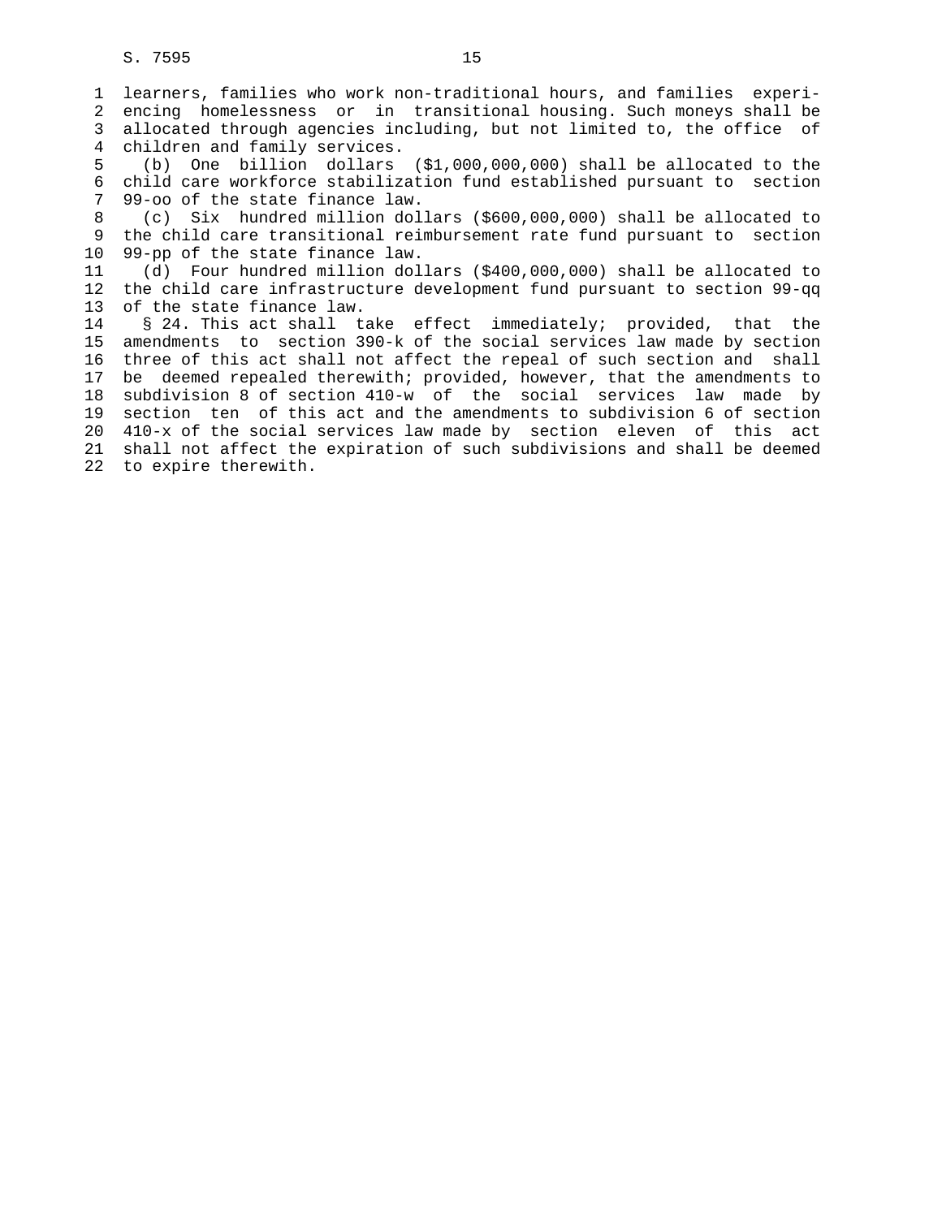learners, families who work non-traditional hours, and families experiencing homelessness or in transitional housing. Such moneys shall be allocated through agencies including, but not limited to, the office of children and family services.

(b) One billion dollars ($1,000,000,000) shall be allocated to the child care workforce stabilization fund established pursuant to section 99-oo of the state finance law.

(c) Six hundred million dollars ($600,000,000) shall be allocated to the child care transitional reimbursement rate fund pursuant to section 99-pp of the state finance law.

(d) Four hundred million dollars ($400,000,000) shall be allocated to the child care infrastructure development fund pursuant to section 99-qq of the state finance law.

§ 24. This act shall take effect immediately; provided, that the amendments to section 390-k of the social services law made by section three of this act shall not affect the repeal of such section and shall be deemed repealed therewith; provided, however, that the amendments to subdivision 8 of section 410-w of the social services law made by section ten of this act and the amendments to subdivision 6 of section 410-x of the social services law made by section eleven of this act shall not affect the expiration of such subdivisions and shall be deemed to expire therewith.